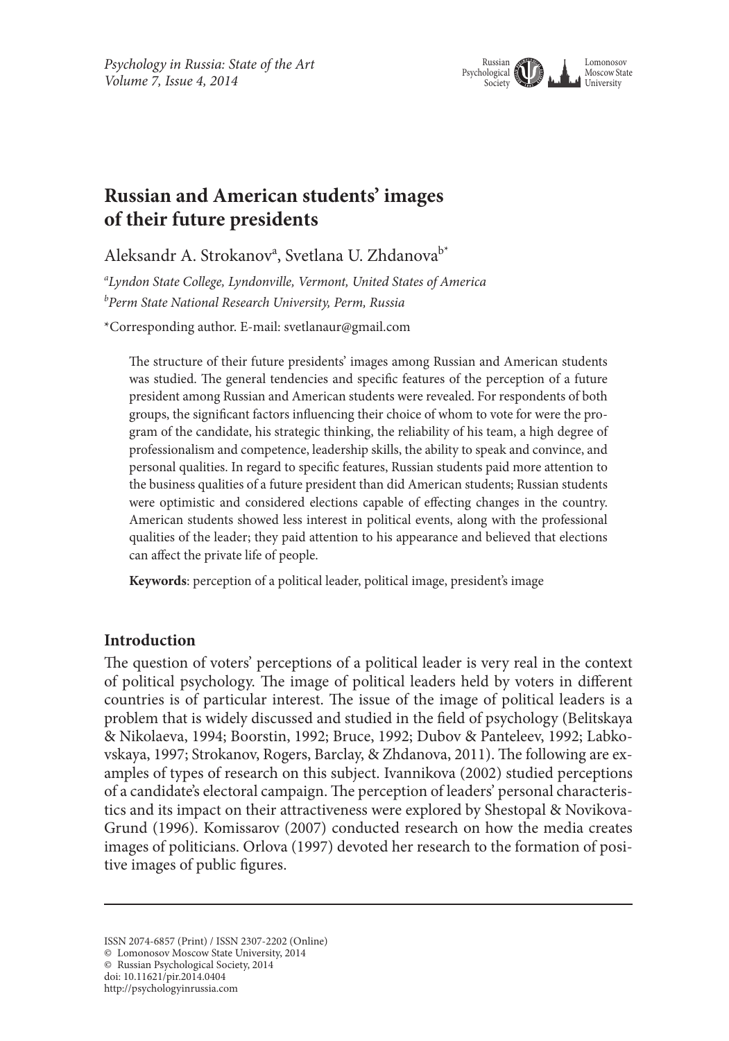# Russian and American students' images of their future presidents

Aleksandr A. Strokanov[a], Svetlana U. Zhdanova[b*]

[a] *Lyndon State College, Lyndonville, Vermont, United States of America*

[b] *Perm State National Research University, Perm, Russia*

*Corresponding author. E-mail: svetlanaur@gmail.com

The structure of their future presidents' images among Russian and American students was studied. The general tendencies and specific features of the perception of a future president among Russian and American students were revealed. For respondents of both groups, the significant factors influencing their choice of whom to vote for were the program of the candidate, his strategic thinking, the reliability of his team, a high degree of professionalism and competence, leadership skills, the ability to speak and convince, and personal qualities. In regard to specific features, Russian students paid more attention to the business qualities of a future president than did American students; Russian students were optimistic and considered elections capable of effecting changes in the country. American students showed less interest in political events, along with the professional qualities of the leader; they paid attention to his appearance and believed that elections can affect the private life of people.

**Keywords**: perception of a political leader, political image, president's image

## Introduction

The question of voters' perceptions of a political leader is very real in the context of political psychology. The image of political leaders held by voters in different countries is of particular interest. The issue of the image of political leaders is a problem that is widely discussed and studied in the field of psychology (Belitskaya & Nikolaeva, 1994; Boorstin, 1992; Bruce, 1992; Dubov & Panteleev, 1992; Labkovskaya, 1997; Strokanov, Rogers, Barclay, & Zhdanova, 2011). The following are examples of types of research on this subject. Ivannikova (2002) studied perceptions of a candidate's electoral campaign. The perception of leaders' personal characteristics and its impact on their attractiveness were explored by Shestopal & Novikova-Grund (1996). Komissarov (2007) conducted research on how the media creates images of politicians. Orlova (1997) devoted her research to the formation of positive images of public figures.

ISSN 2074-6857 (Print) / ISSN 2307-2202 (Online)
© Lomonosov Moscow State University, 2014
© Russian Psychological Society, 2014
doi: 10.11621/pir.2014.0404
http://psychologyinrussia.com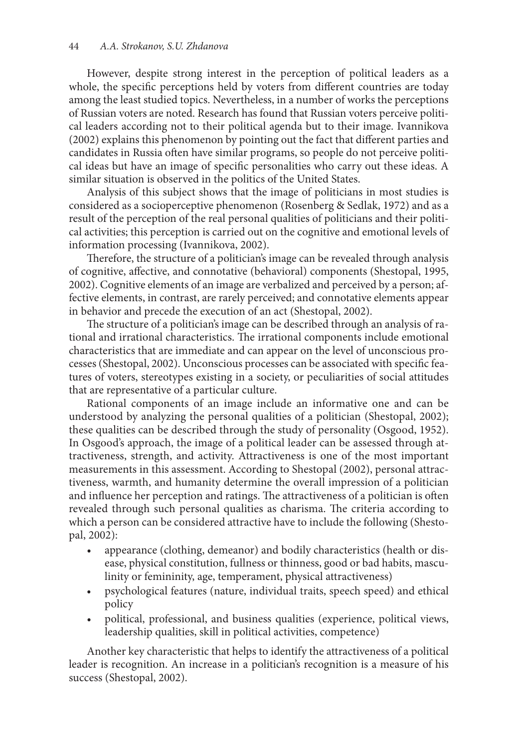However, despite strong interest in the perception of political leaders as a whole, the specific perceptions held by voters from different countries are today among the least studied topics. Nevertheless, in a number of works the perceptions of Russian voters are noted. Research has found that Russian voters perceive political leaders according not to their political agenda but to their image. Ivannikova (2002) explains this phenomenon by pointing out the fact that different parties and candidates in Russia often have similar programs, so people do not perceive political ideas but have an image of specific personalities who carry out these ideas. A similar situation is observed in the politics of the United States.

Analysis of this subject shows that the image of politicians in most studies is considered as a socioperceptive phenomenon (Rosenberg & Sedlak, 1972) and as a result of the perception of the real personal qualities of politicians and their political activities; this perception is carried out on the cognitive and emotional levels of information processing (Ivannikova, 2002).

Therefore, the structure of a politician's image can be revealed through analysis of cognitive, affective, and connotative (behavioral) components (Shestopal, 1995, 2002). Cognitive elements of an image are verbalized and perceived by a person; affective elements, in contrast, are rarely perceived; and connotative elements appear in behavior and precede the execution of an act (Shestopal, 2002).

The structure of a politician's image can be described through an analysis of rational and irrational characteristics. The irrational components include emotional characteristics that are immediate and can appear on the level of unconscious processes (Shestopal, 2002). Unconscious processes can be associated with specific features of voters, stereotypes existing in a society, or peculiarities of social attitudes that are representative of a particular culture.

Rational components of an image include an informative one and can be understood by analyzing the personal qualities of a politician (Shestopal, 2002); these qualities can be described through the study of personality (Osgood, 1952). In Osgood's approach, the image of a political leader can be assessed through attractiveness, strength, and activity. Attractiveness is one of the most important measurements in this assessment. According to Shestopal (2002), personal attractiveness, warmth, and humanity determine the overall impression of a politician and influence her perception and ratings. The attractiveness of a politician is often revealed through such personal qualities as charisma. The criteria according to which a person can be considered attractive have to include the following (Shestopal, 2002):

- appearance (clothing, demeanor) and bodily characteristics (health or disease, physical constitution, fullness or thinness, good or bad habits, masculinity or femininity, age, temperament, physical attractiveness)
- psychological features (nature, individual traits, speech speed) and ethical policy
- political, professional, and business qualities (experience, political views, leadership qualities, skill in political activities, competence)

Another key characteristic that helps to identify the attractiveness of a political leader is recognition. An increase in a politician's recognition is a measure of his success (Shestopal, 2002).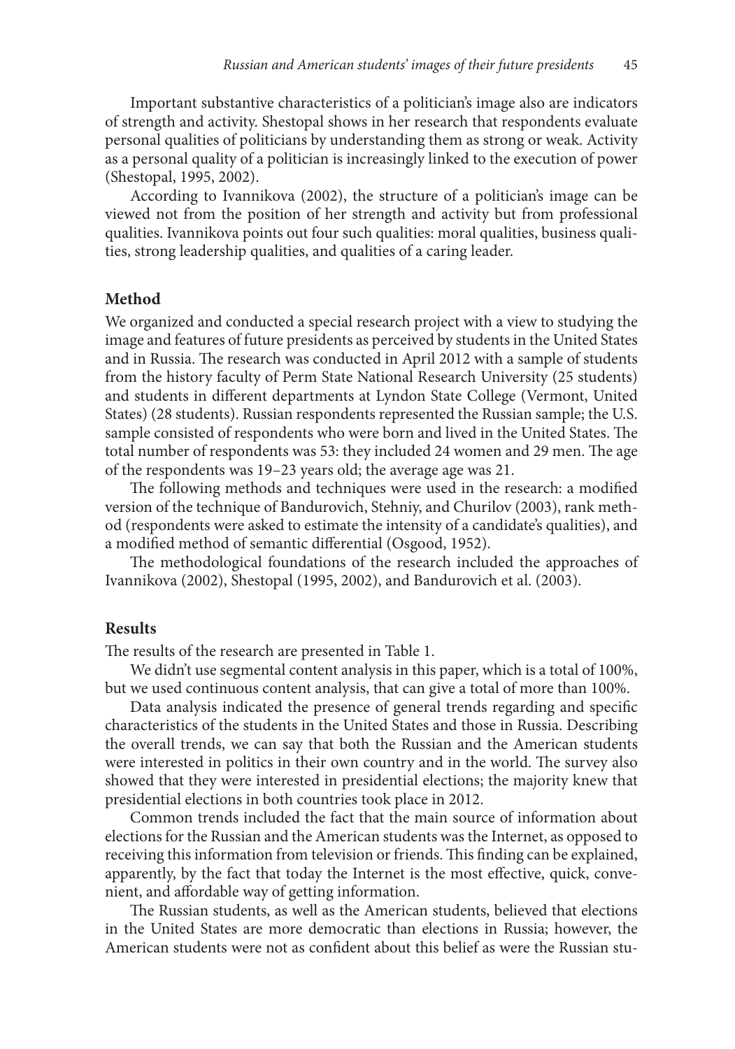Important substantive characteristics of a politician's image also are indicators of strength and activity. Shestopal shows in her research that respondents evaluate personal qualities of politicians by understanding them as strong or weak. Activity as a personal quality of a politician is increasingly linked to the execution of power (Shestopal, 1995, 2002).

According to Ivannikova (2002), the structure of a politician's image can be viewed not from the position of her strength and activity but from professional qualities. Ivannikova points out four such qualities: moral qualities, business qualities, strong leadership qualities, and qualities of a caring leader.

## Method

We organized and conducted a special research project with a view to studying the image and features of future presidents as perceived by students in the United States and in Russia. The research was conducted in April 2012 with a sample of students from the history faculty of Perm State National Research University (25 students) and students in different departments at Lyndon State College (Vermont, United States) (28 students). Russian respondents represented the Russian sample; the U.S. sample consisted of respondents who were born and lived in the United States. The total number of respondents was 53: they included 24 women and 29 men. The age of the respondents was 19–23 years old; the average age was 21.

The following methods and techniques were used in the research: a modified version of the technique of Bandurovich, Stehniy, and Churilov (2003), rank method (respondents were asked to estimate the intensity of a candidate's qualities), and a modified method of semantic differential (Osgood, 1952).

The methodological foundations of the research included the approaches of Ivannikova (2002), Shestopal (1995, 2002), and Bandurovich et al. (2003).

## Results

The results of the research are presented in Table 1.

We didn't use segmental content analysis in this paper, which is a total of 100%, but we used continuous content analysis, that can give a total of more than 100%.

Data analysis indicated the presence of general trends regarding and specific characteristics of the students in the United States and those in Russia. Describing the overall trends, we can say that both the Russian and the American students were interested in politics in their own country and in the world. The survey also showed that they were interested in presidential elections; the majority knew that presidential elections in both countries took place in 2012.

Common trends included the fact that the main source of information about elections for the Russian and the American students was the Internet, as opposed to receiving this information from television or friends. This finding can be explained, apparently, by the fact that today the Internet is the most effective, quick, convenient, and affordable way of getting information.

The Russian students, as well as the American students, believed that elections in the United States are more democratic than elections in Russia; however, the American students were not as confident about this belief as were the Russian stu-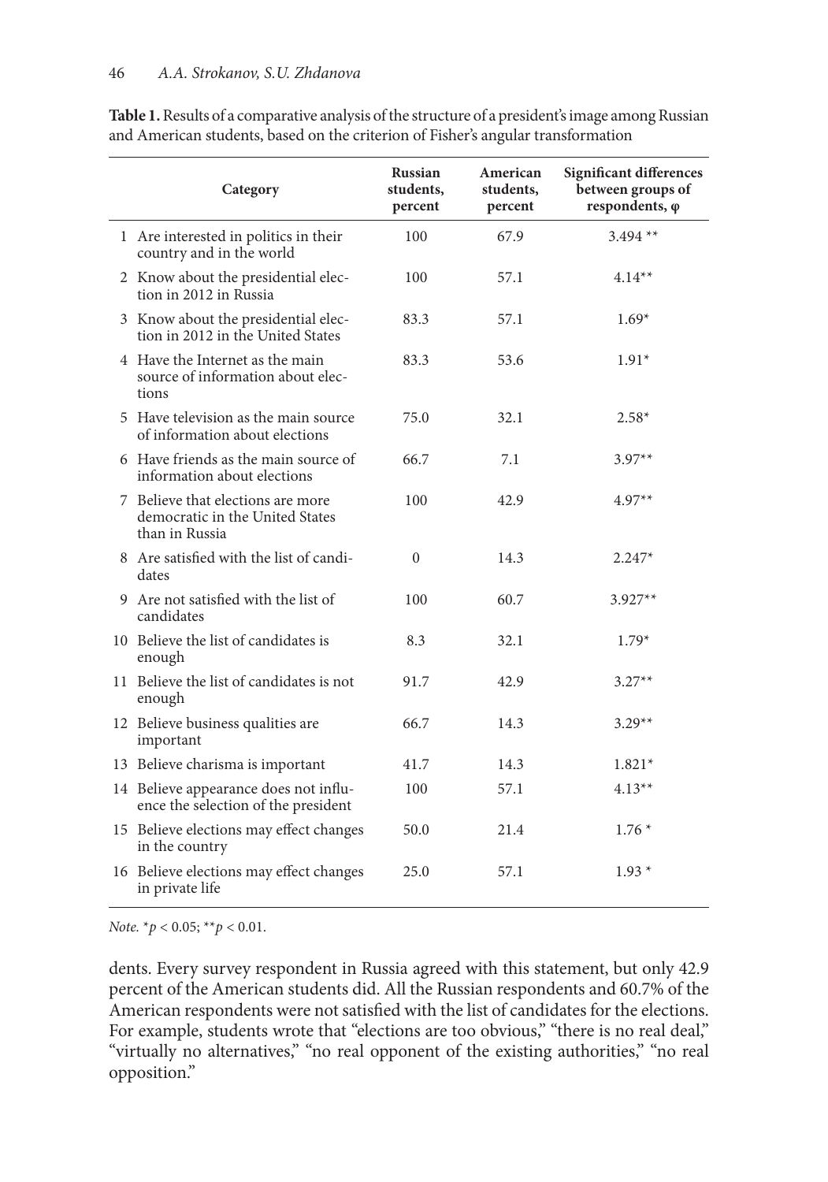**Table 1.** Results of a comparative analysis of the structure of a president's image among Russian and American students, based on the criterion of Fisher's angular transformation

| | Category | Russian students, percent | American students, percent | Significant differences between groups of respondents, φ |
|---|---|---|---|---|
| 1 | Are interested in politics in their country and in the world | 100 | 67.9 | 3.494 ** |
| 2 | Know about the presidential election in 2012 in Russia | 100 | 57.1 | 4.14** |
| 3 | Know about the presidential election in 2012 in the United States | 83.3 | 57.1 | 1.69* |
| 4 | Have the Internet as the main source of information about elections | 83.3 | 53.6 | 1.91* |
| 5 | Have television as the main source of information about elections | 75.0 | 32.1 | 2.58* |
| 6 | Have friends as the main source of information about elections | 66.7 | 7.1 | 3.97** |
| 7 | Believe that elections are more democratic in the United States than in Russia | 100 | 42.9 | 4.97** |
| 8 | Are satisfied with the list of candidates | 0 | 14.3 | 2.247* |
| 9 | Are not satisfied with the list of candidates | 100 | 60.7 | 3.927** |
| 10 | Believe the list of candidates is enough | 8.3 | 32.1 | 1.79* |
| 11 | Believe the list of candidates is not enough | 91.7 | 42.9 | 3.27** |
| 12 | Believe business qualities are important | 66.7 | 14.3 | 3.29** |
| 13 | Believe charisma is important | 41.7 | 14.3 | 1.821* |
| 14 | Believe appearance does not influence the selection of the president | 100 | 57.1 | 4.13** |
| 15 | Believe elections may effect changes in the country | 50.0 | 21.4 | 1.76 * |
| 16 | Believe elections may effect changes in private life | 25.0 | 57.1 | 1.93 * |

*Note.* \*$p < 0.05$; \*\*$p < 0.01$.

dents. Every survey respondent in Russia agreed with this statement, but only 42.9 percent of the American students did. All the Russian respondents and 60.7% of the American respondents were not satisfied with the list of candidates for the elections. For example, students wrote that "elections are too obvious," "there is no real deal," "virtually no alternatives," "no real opponent of the existing authorities," "no real opposition."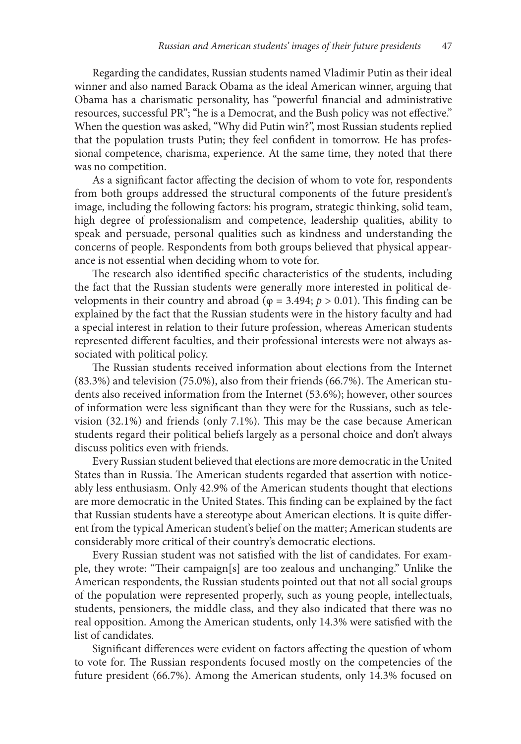Regarding the candidates, Russian students named Vladimir Putin as their ideal winner and also named Barack Obama as the ideal American winner, arguing that Obama has a charismatic personality, has "powerful financial and administrative resources, successful PR"; "he is a Democrat, and the Bush policy was not effective." When the question was asked, "Why did Putin win?", most Russian students replied that the population trusts Putin; they feel confident in tomorrow. He has professional competence, charisma, experience. At the same time, they noted that there was no competition.

As a significant factor affecting the decision of whom to vote for, respondents from both groups addressed the structural components of the future president's image, including the following factors: his program, strategic thinking, solid team, high degree of professionalism and competence, leadership qualities, ability to speak and persuade, personal qualities such as kindness and understanding the concerns of people. Respondents from both groups believed that physical appearance is not essential when deciding whom to vote for.

The research also identified specific characteristics of the students, including the fact that the Russian students were generally more interested in political developments in their country and abroad ($\varphi = 3.494$; $p > 0.01$). This finding can be explained by the fact that the Russian students were in the history faculty and had a special interest in relation to their future profession, whereas American students represented different faculties, and their professional interests were not always associated with political policy.

The Russian students received information about elections from the Internet (83.3%) and television (75.0%), also from their friends (66.7%). The American students also received information from the Internet (53.6%); however, other sources of information were less significant than they were for the Russians, such as television (32.1%) and friends (only 7.1%). This may be the case because American students regard their political beliefs largely as a personal choice and don't always discuss politics even with friends.

Every Russian student believed that elections are more democratic in the United States than in Russia. The American students regarded that assertion with noticeably less enthusiasm. Only 42.9% of the American students thought that elections are more democratic in the United States. This finding can be explained by the fact that Russian students have a stereotype about American elections. It is quite different from the typical American student's belief on the matter; American students are considerably more critical of their country's democratic elections.

Every Russian student was not satisfied with the list of candidates. For example, they wrote: "Their campaign[s] are too zealous and unchanging." Unlike the American respondents, the Russian students pointed out that not all social groups of the population were represented properly, such as young people, intellectuals, students, pensioners, the middle class, and they also indicated that there was no real opposition. Among the American students, only 14.3% were satisfied with the list of candidates.

Significant differences were evident on factors affecting the question of whom to vote for. The Russian respondents focused mostly on the competencies of the future president (66.7%). Among the American students, only 14.3% focused on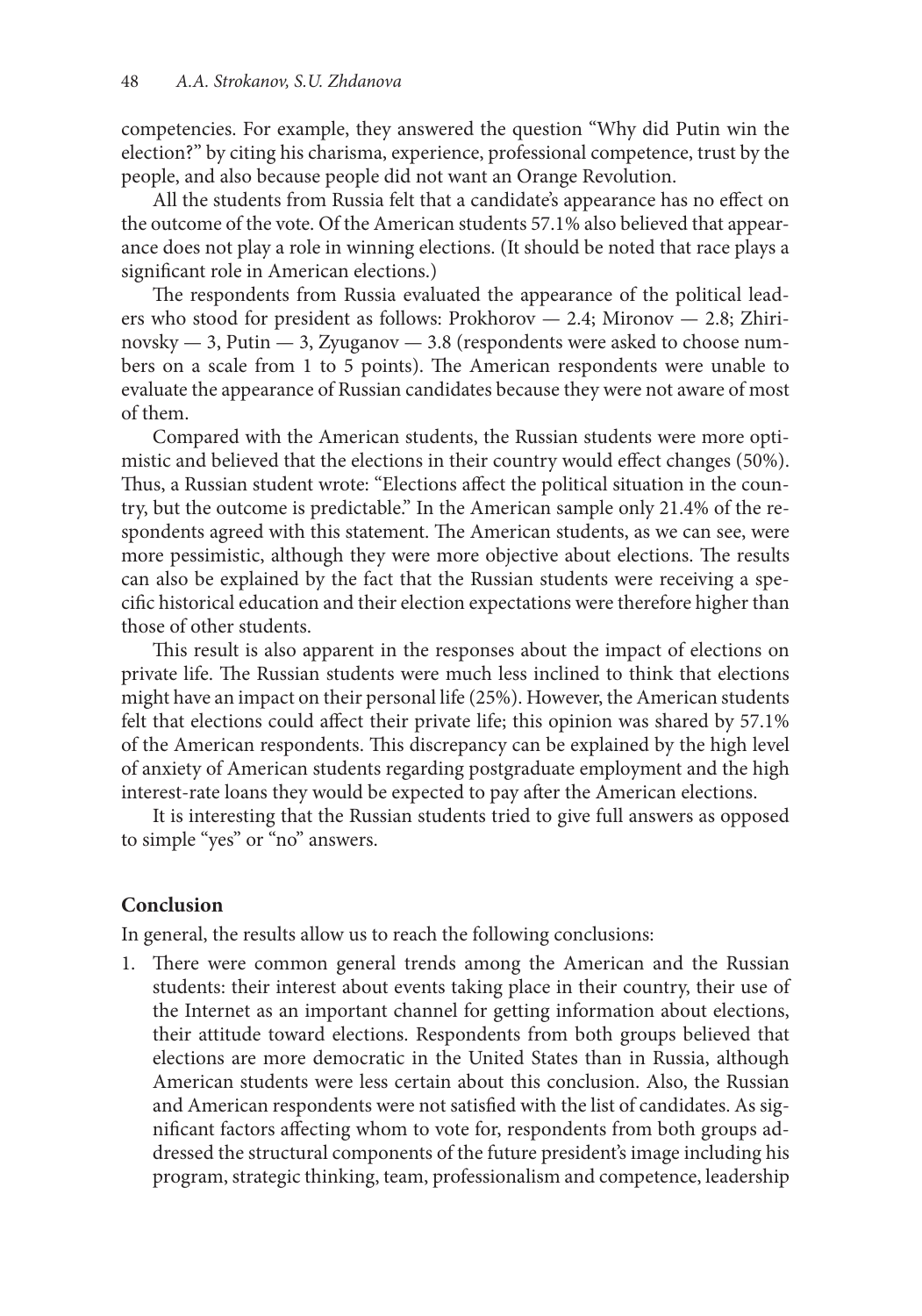competencies. For example, they answered the question "Why did Putin win the election?" by citing his charisma, experience, professional competence, trust by the people, and also because people did not want an Orange Revolution.

All the students from Russia felt that a candidate's appearance has no effect on the outcome of the vote. Of the American students 57.1% also believed that appearance does not play a role in winning elections. (It should be noted that race plays a significant role in American elections.)

The respondents from Russia evaluated the appearance of the political leaders who stood for president as follows: Prokhorov — 2.4; Mironov — 2.8; Zhirinovsky — 3, Putin — 3, Zyuganov — 3.8 (respondents were asked to choose numbers on a scale from 1 to 5 points). The American respondents were unable to evaluate the appearance of Russian candidates because they were not aware of most of them.

Compared with the American students, the Russian students were more optimistic and believed that the elections in their country would effect changes (50%). Thus, a Russian student wrote: "Elections affect the political situation in the country, but the outcome is predictable." In the American sample only 21.4% of the respondents agreed with this statement. The American students, as we can see, were more pessimistic, although they were more objective about elections. The results can also be explained by the fact that the Russian students were receiving a specific historical education and their election expectations were therefore higher than those of other students.

This result is also apparent in the responses about the impact of elections on private life. The Russian students were much less inclined to think that elections might have an impact on their personal life (25%). However, the American students felt that elections could affect their private life; this opinion was shared by 57.1% of the American respondents. This discrepancy can be explained by the high level of anxiety of American students regarding postgraduate employment and the high interest-rate loans they would be expected to pay after the American elections.

It is interesting that the Russian students tried to give full answers as opposed to simple "yes" or "no" answers.

## Conclusion

In general, the results allow us to reach the following conclusions:

1. There were common general trends among the American and the Russian students: their interest about events taking place in their country, their use of the Internet as an important channel for getting information about elections, their attitude toward elections. Respondents from both groups believed that elections are more democratic in the United States than in Russia, although American students were less certain about this conclusion. Also, the Russian and American respondents were not satisfied with the list of candidates. As significant factors affecting whom to vote for, respondents from both groups addressed the structural components of the future president's image including his program, strategic thinking, team, professionalism and competence, leadership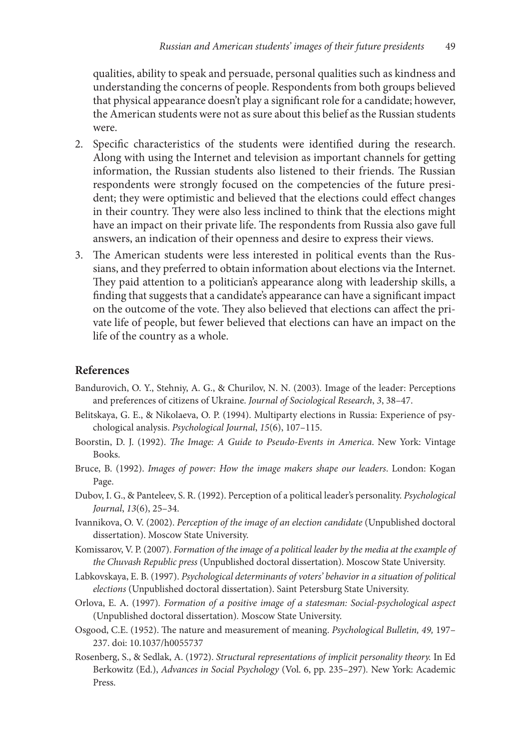qualities, ability to speak and persuade, personal qualities such as kindness and understanding the concerns of people. Respondents from both groups believed that physical appearance doesn't play a significant role for a candidate; however, the American students were not as sure about this belief as the Russian students were.

2. Specific characteristics of the students were identified during the research. Along with using the Internet and television as important channels for getting information, the Russian students also listened to their friends. The Russian respondents were strongly focused on the competencies of the future president; they were optimistic and believed that the elections could effect changes in their country. They were also less inclined to think that the elections might have an impact on their private life. The respondents from Russia also gave full answers, an indication of their openness and desire to express their views.
3. The American students were less interested in political events than the Russians, and they preferred to obtain information about elections via the Internet. They paid attention to a politician's appearance along with leadership skills, a finding that suggests that a candidate's appearance can have a significant impact on the outcome of the vote. They also believed that elections can affect the private life of people, but fewer believed that elections can have an impact on the life of the country as a whole.

## References

Bandurovich, O. Y., Stehniy, A. G., & Churilov, N. N. (2003). Image of the leader: Perceptions and preferences of citizens of Ukraine. *Journal of Sociological Research*, *3*, 38–47.

Belitskaya, G. E., & Nikolaeva, O. P. (1994). Multiparty elections in Russia: Experience of psychological analysis. *Psychological Journal*, *15*(6), 107–115.

Boorstin, D. J. (1992). *The Image: A Guide to Pseudo-Events in America*. New York: Vintage Books.

Bruce, B. (1992). *Images of power: How the image makers shape our leaders*. London: Kogan Page.

Dubov, I. G., & Panteleev, S. R. (1992). Perception of a political leader's personality. *Psychological Journal*, *13*(6), 25–34.

Ivannikova, O. V. (2002). *Perception of the image of an election candidate* (Unpublished doctoral dissertation). Moscow State University.

Komissarov, V. P. (2007). *Formation of the image of a political leader by the media at the example of the Chuvash Republic press* (Unpublished doctoral dissertation). Moscow State University.

Labkovskaya, E. B. (1997). *Psychological determinants of voters' behavior in a situation of political elections* (Unpublished doctoral dissertation). Saint Petersburg State University.

Orlova, E. A. (1997). *Formation of a positive image of a statesman: Social-psychological aspect* (Unpublished doctoral dissertation). Moscow State University.

Osgood, C.E. (1952). The nature and measurement of meaning. *Psychological Bulletin, 49,* 197–237. doi: 10.1037/h0055737

Rosenberg, S., & Sedlak, A. (1972). *Structural representations of implicit personality theory.* In Ed Berkowitz (Ed.), *Advances in Social Psychology* (Vol. 6, pp. 235–297). New York: Academic Press.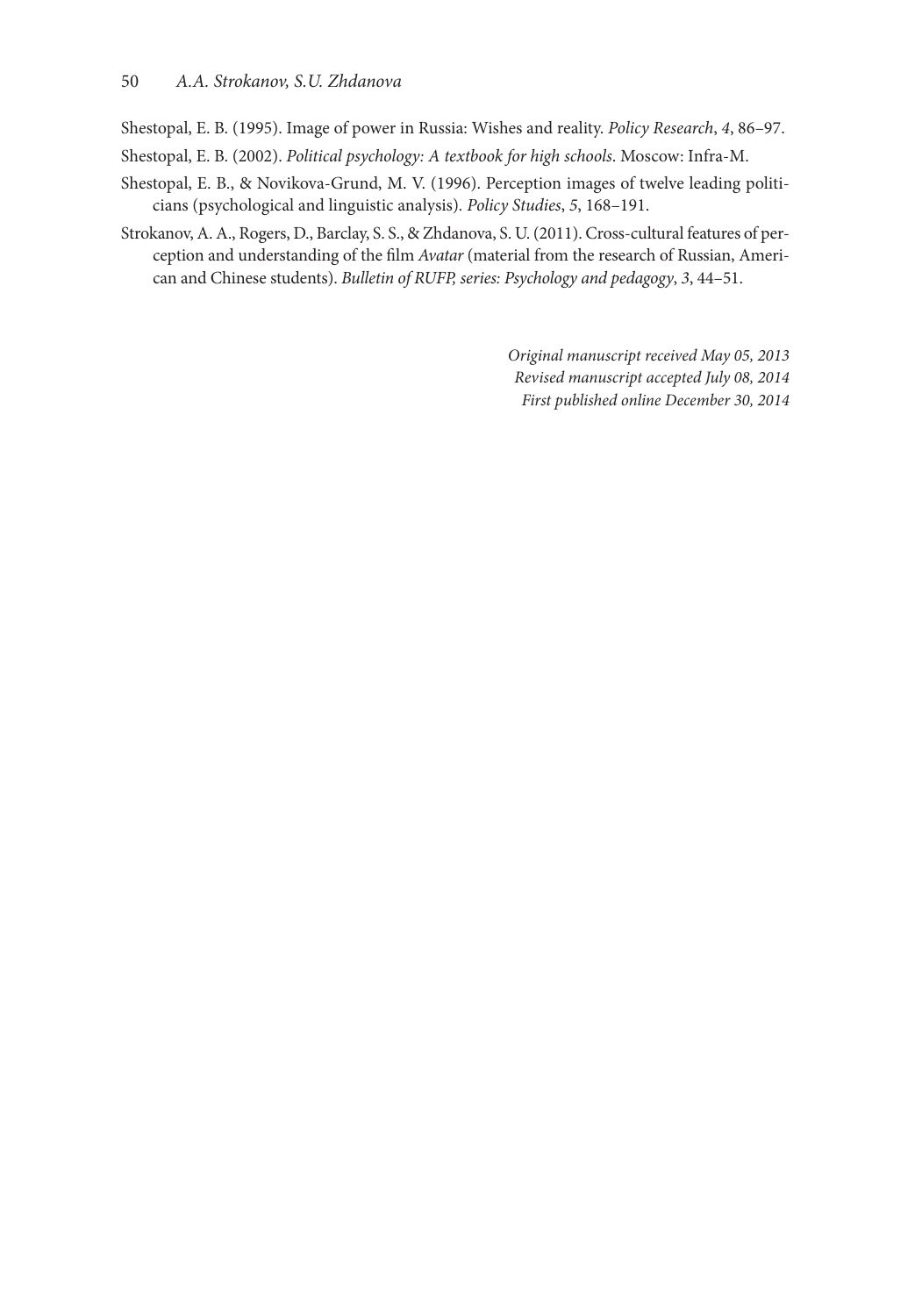Shestopal, E. B. (1995). Image of power in Russia: Wishes and reality. *Policy Research*, *4*, 86–97.

Shestopal, E. B. (2002). *Political psychology: A textbook for high schools*. Moscow: Infra-M.

Shestopal, E. B., & Novikova-Grund, M. V. (1996). Perception images of twelve leading politicians (psychological and linguistic analysis). *Policy Studies*, *5*, 168–191.

Strokanov, A. A., Rogers, D., Barclay, S. S., & Zhdanova, S. U. (2011). Cross-cultural features of perception and understanding of the film *Avatar* (material from the research of Russian, American and Chinese students). *Bulletin of RUFP, series: Psychology and pedagogy*, *3*, 44–51.

*Original manuscript received May 05, 2013*
*Revised manuscript accepted July 08, 2014*
*First published online December 30, 2014*